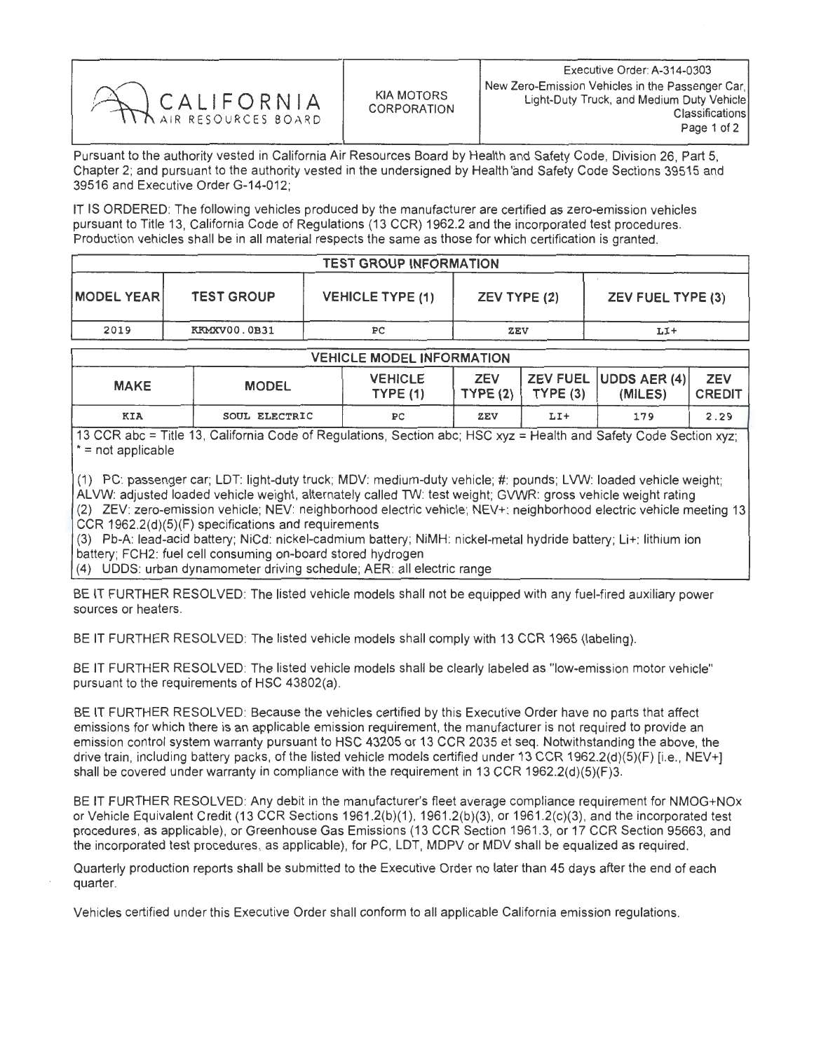CALIFORNIA AIR RESOURCES BOARD

KIA MOTORS CORPORATION

Executive Order: A-314-0303
New Zero-Emission Vehicles in the Passenger Car, Light-Duty Truck, and Medium Duty Vehicle Classifications

Pursuant to the authority vested in California Air Resources Board by Health and Safety Code, Division 26, Part 5, Chapter 2; and pursuant to the authority vested in the undersigned by Health and Safety Code Sections 39515 and 39516 and Executive Order G-14-012;

IT IS ORDERED: The following vehicles produced by the manufacturer are certified as zero-emission vehicles pursuant to Title 13, California Code of Regulations (13 CCR) 1962.2 and the incorporated test procedures. Production vehicles shall be in all material respects the same as those for which certification is granted.

| TEST GROUP INFORMATION | | | | |
|---|---|---|---|---|
| MODEL YEAR | TEST GROUP | VEHICLE TYPE (1) | ZEV TYPE (2) | ZEV FUEL TYPE (3) |
| 2019 | KKMXV00.0B31 | PC | ZEV | LI+ |

| VEHICLE MODEL INFORMATION | | | | | | |
|---|---|---|---|---|---|---|
| MAKE | MODEL | VEHICLE TYPE (1) | ZEV TYPE (2) | ZEV FUEL TYPE (3) | UDDS AER (4) (MILES) | ZEV CREDIT |
| KIA | SOUL ELECTRIC | PC | ZEV | LI+ | 179 | 2.29 |

13 CCR abc = Title 13, California Code of Regulations, Section abc; HSC xyz = Health and Safety Code Section xyz; * = not applicable

(1) PC: passenger car; LDT: light-duty truck; MDV: medium-duty vehicle; #: pounds; LVW: loaded vehicle weight; ALVW: adjusted loaded vehicle weight, alternately called TW: test weight; GVWR: gross vehicle weight rating
(2) ZEV: zero-emission vehicle; NEV: neighborhood electric vehicle; NEV+: neighborhood electric vehicle meeting 13 CCR 1962.2(d)(5)(F) specifications and requirements
(3) Pb-A: lead-acid battery; NiCd: nickel-cadmium battery; NiMH: nickel-metal hydride battery; Li+: lithium ion battery; FCH2: fuel cell consuming on-board stored hydrogen
(4) UDDS: urban dynamometer driving schedule; AER: all electric range

BE IT FURTHER RESOLVED: The listed vehicle models shall not be equipped with any fuel-fired auxiliary power sources or heaters.

BE IT FURTHER RESOLVED: The listed vehicle models shall comply with 13 CCR 1965 (labeling).

BE IT FURTHER RESOLVED: The listed vehicle models shall be clearly labeled as "low-emission motor vehicle" pursuant to the requirements of HSC 43802(a).

BE IT FURTHER RESOLVED: Because the vehicles certified by this Executive Order have no parts that affect emissions for which there is an applicable emission requirement, the manufacturer is not required to provide an emission control system warranty pursuant to HSC 43205 or 13 CCR 2035 et seq. Notwithstanding the above, the drive train, including battery packs, of the listed vehicle models certified under 13 CCR 1962.2(d)(5)(F) [i.e., NEV+] shall be covered under warranty in compliance with the requirement in 13 CCR 1962.2(d)(5)(F)3.

BE IT FURTHER RESOLVED: Any debit in the manufacturer's fleet average compliance requirement for NMOG+NOx or Vehicle Equivalent Credit (13 CCR Sections 1961.2(b)(1), 1961.2(b)(3), or 1961.2(c)(3), and the incorporated test procedures, as applicable), or Greenhouse Gas Emissions (13 CCR Section 1961.3, or 17 CCR Section 95663, and the incorporated test procedures, as applicable), for PC, LDT, MDPV or MDV shall be equalized as required.

Quarterly production reports shall be submitted to the Executive Order no later than 45 days after the end of each quarter.

Vehicles certified under this Executive Order shall conform to all applicable California emission regulations.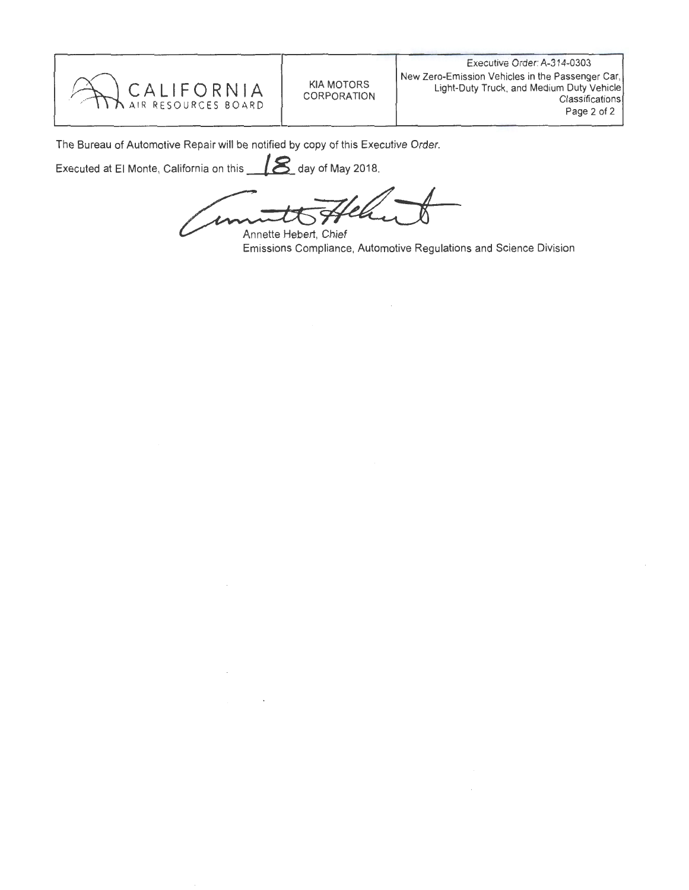The Bureau of Automotive Repair will be notified by copy of this Executive Order.

Executed at El Monte, California on this 18 day of May 2018.

Annette Hebert, Chief
Emissions Compliance, Automotive Regulations and Science Division